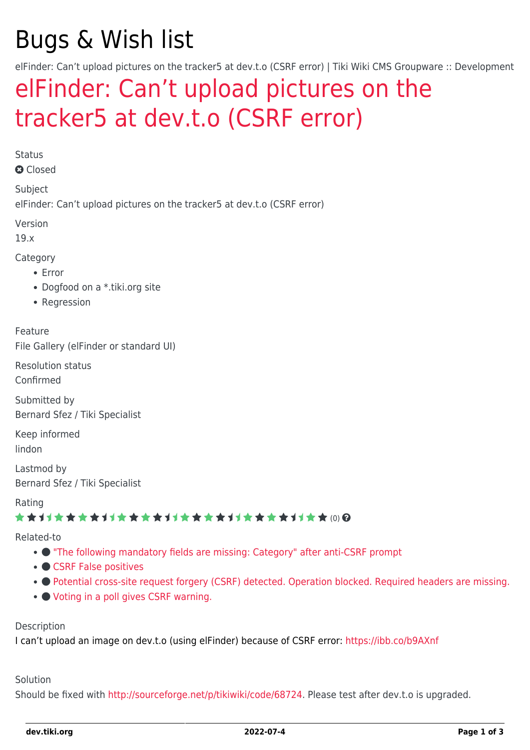# Bugs & Wish list

elFinder: Can’t upload pictures on the tracker5 at dev.t.o (CSRF error) | Tiki Wiki CMS Groupware :: Development

## elFinder: Can’t upload pictures on the tracker5 at dev.t.o (CSRF error)

Status

Closed

Subject

elFinder: Can’t upload pictures on the tracker5 at dev.t.o (CSRF error)

Version

19.x

Category

- Error
- Dogfood on a *.tiki.org site
- Regression

Feature

File Gallery (elFinder or standard UI)

Resolution status

Confirmed

Submitted by

Bernard Sfez / Tiki Specialist

Keep informed

lindon

Lastmod by

Bernard Sfez / Tiki Specialist

Rating

(0)

Related-to

- "The following mandatory fields are missing: Category" after anti-CSRF prompt
- CSRF False positives
- Potential cross-site request forgery (CSRF) detected. Operation blocked. Required headers are missing.
- Voting in a poll gives CSRF warning.

Description

I can’t upload an image on dev.t.o (using elFinder) because of CSRF error: https://ibb.co/b9AXnf

Solution

Should be fixed with http://sourceforge.net/p/tikiwiki/code/68724. Please test after dev.t.o is upgraded.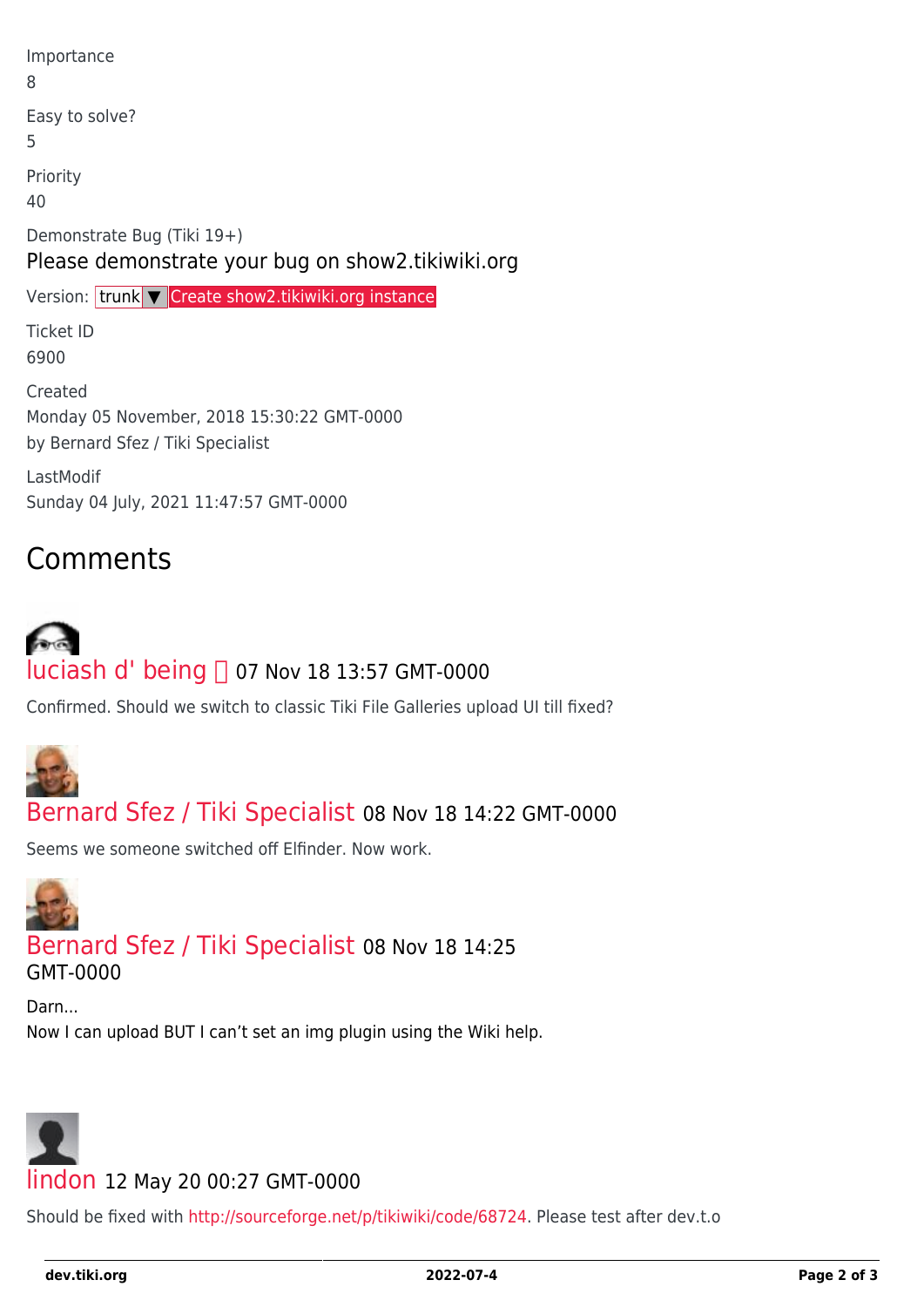Importance

8

Easy to solve?

5

Priority

40

Demonstrate Bug (Tiki 19+)

Please demonstrate your bug on show2.tikiwiki.org

Version: trunk ▼ Create show2.tikiwiki.org instance

Ticket ID

6900

Created

Monday 05 November, 2018 15:30:22 GMT-0000

by Bernard Sfez / Tiki Specialist

LastModif

Sunday 04 July, 2021 11:47:57 GMT-0000

## Comments

luciash d' being 07 Nov 18 13:57 GMT-0000

Confirmed. Should we switch to classic Tiki File Galleries upload UI till fixed?

Bernard Sfez / Tiki Specialist 08 Nov 18 14:22 GMT-0000

Seems we someone switched off Elfinder. Now work.

Bernard Sfez / Tiki Specialist 08 Nov 18 14:25 GMT-0000

Darn...

Now I can upload BUT I can't set an img plugin using the Wiki help.

lindon 12 May 20 00:27 GMT-0000

Should be fixed with http://sourceforge.net/p/tikiwiki/code/68724. Please test after dev.t.o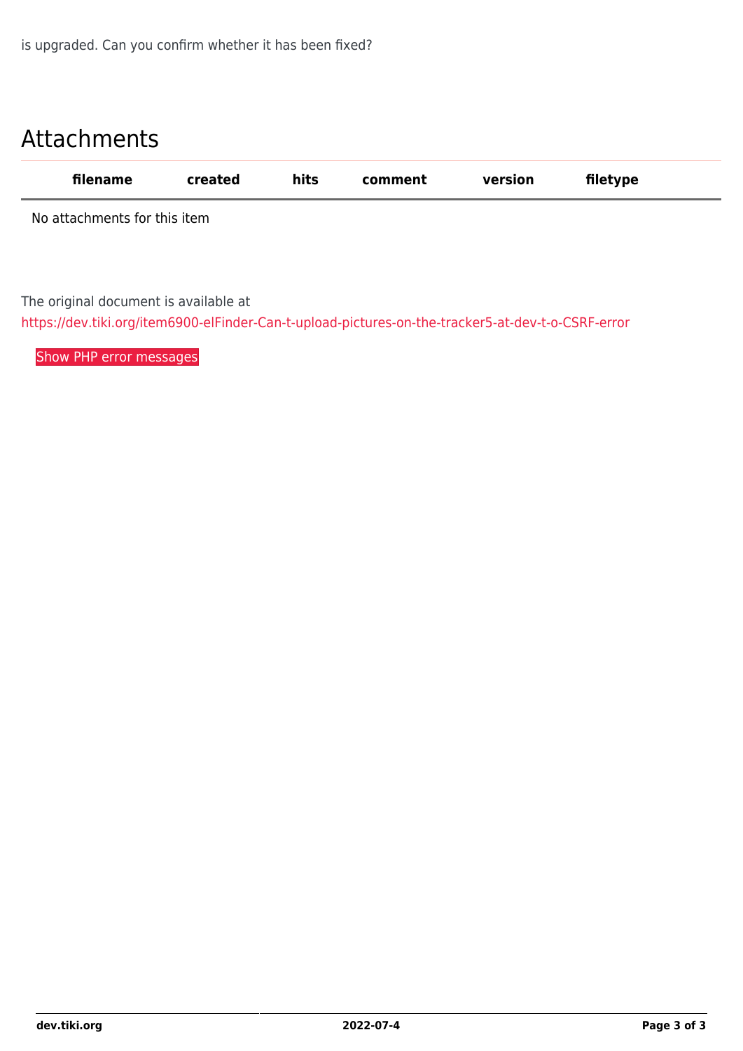is upgraded. Can you confirm whether it has been fixed?

## Attachments

| filename | created | hits | comment | version | filetype |
| --- | --- | --- | --- | --- | --- |
| No attachments for this item | | | | | |

The original document is available at https://dev.tiki.org/item6900-elFinder-Can-t-upload-pictures-on-the-tracker5-at-dev-t-o-CSRF-error

Show PHP error messages